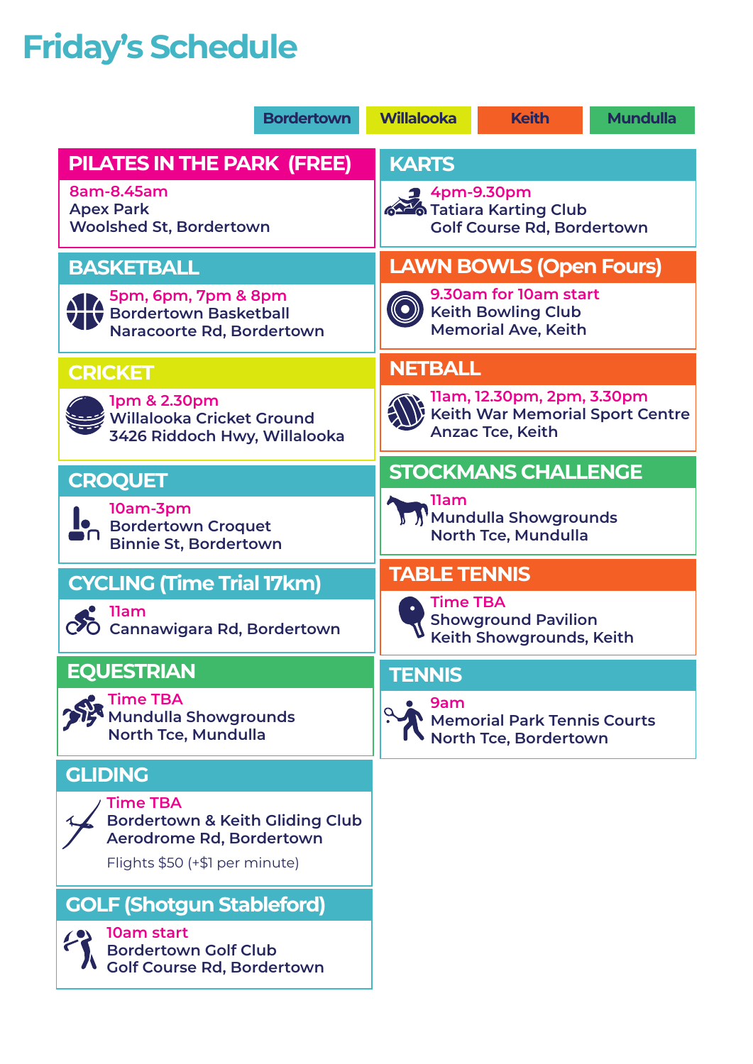# Friday's Schedule

Bordertown | Willalooka | Keith | Mundulla

## PILATES IN THE PARK (FREE)

8am-8.45am
Apex Park
Woolshed St, Bordertown

## BASKETBALL

5pm, 6pm, 7pm & 8pm
Bordertown Basketball
Naracoorte Rd, Bordertown

## CRICKET

1pm & 2.30pm
Willalooka Cricket Ground
3426 Riddoch Hwy, Willalooka

## CROQUET

10am-3pm
Bordertown Croquet
Binnie St, Bordertown

## CYCLING (Time Trial 17km)

11am
Cannawigara Rd, Bordertown

## EQUESTRIAN

Time TBA
Mundulla Showgrounds
North Tce, Mundulla

## GLIDING

Time TBA
Bordertown & Keith Gliding Club
Aerodrome Rd, Bordertown

Flights $50 (+$1 per minute)

## GOLF (Shotgun Stableford)

10am start
Bordertown Golf Club
Golf Course Rd, Bordertown

## KARTS

4pm-9.30pm
Tatiara Karting Club
Golf Course Rd, Bordertown

## LAWN BOWLS (Open Fours)

9.30am for 10am start
Keith Bowling Club
Memorial Ave, Keith

## NETBALL

11am, 12.30pm, 2pm, 3.30pm
Keith War Memorial Sport Centre
Anzac Tce, Keith

## STOCKMANS CHALLENGE

11am
Mundulla Showgrounds
North Tce, Mundulla

## TABLE TENNIS

Time TBA
Showground Pavilion
Keith Showgrounds, Keith

## TENNIS

9am
Memorial Park Tennis Courts
North Tce, Bordertown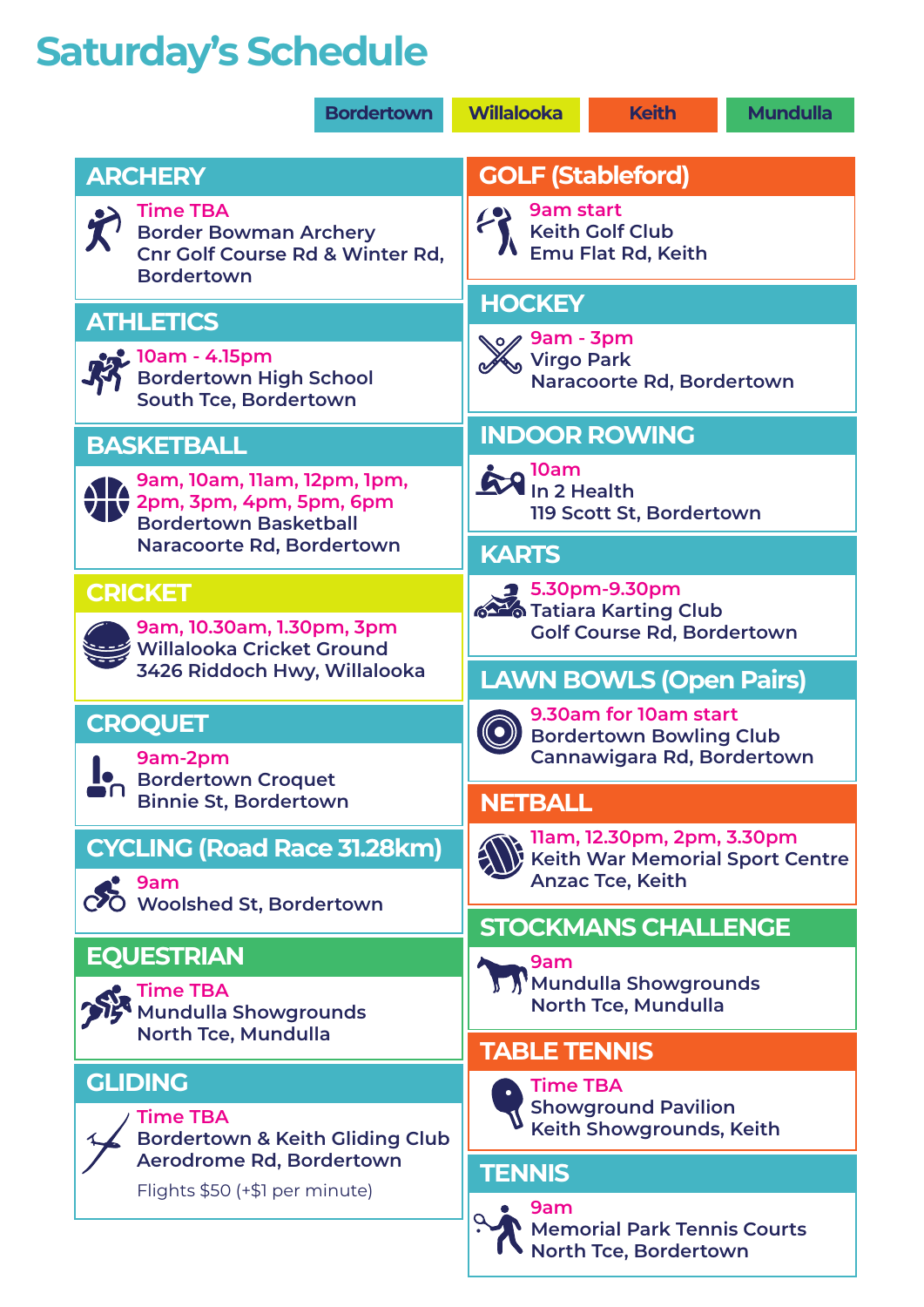# Saturday's Schedule

Bordertown | Willalooka | Keith | Mundulla

## ARCHERY

Time TBA
Border Bowman Archery
Cnr Golf Course Rd & Winter Rd, Bordertown

## ATHLETICS

10am - 4.15pm
Bordertown High School
South Tce, Bordertown

## BASKETBALL

9am, 10am, 11am, 12pm, 1pm, 2pm, 3pm, 4pm, 5pm, 6pm
Bordertown Basketball
Naracoorte Rd, Bordertown

## CRICKET

9am, 10.30am, 1.30pm, 3pm
Willalooka Cricket Ground
3426 Riddoch Hwy, Willalooka

## CROQUET

9am-2pm
Bordertown Croquet
Binnie St, Bordertown

## CYCLING (Road Race 31.28km)

9am
Woolshed St, Bordertown

## EQUESTRIAN

Time TBA
Mundulla Showgrounds
North Tce, Mundulla

## GLIDING

Time TBA
Bordertown & Keith Gliding Club
Aerodrome Rd, Bordertown

Flights $50 (+$1 per minute)

## GOLF (Stableford)

9am start
Keith Golf Club
Emu Flat Rd, Keith

## HOCKEY

9am - 3pm
Virgo Park
Naracoorte Rd, Bordertown

## INDOOR ROWING

10am
In 2 Health
119 Scott St, Bordertown

## KARTS

5.30pm-9.30pm
Tatiara Karting Club
Golf Course Rd, Bordertown

## LAWN BOWLS (Open Pairs)

9.30am for 10am start
Bordertown Bowling Club
Cannawigara Rd, Bordertown

## NETBALL

11am, 12.30pm, 2pm, 3.30pm
Keith War Memorial Sport Centre
Anzac Tce, Keith

## STOCKMANS CHALLENGE

9am
Mundulla Showgrounds
North Tce, Mundulla

## TABLE TENNIS

Time TBA
Showground Pavilion
Keith Showgrounds, Keith

## TENNIS

9am
Memorial Park Tennis Courts
North Tce, Bordertown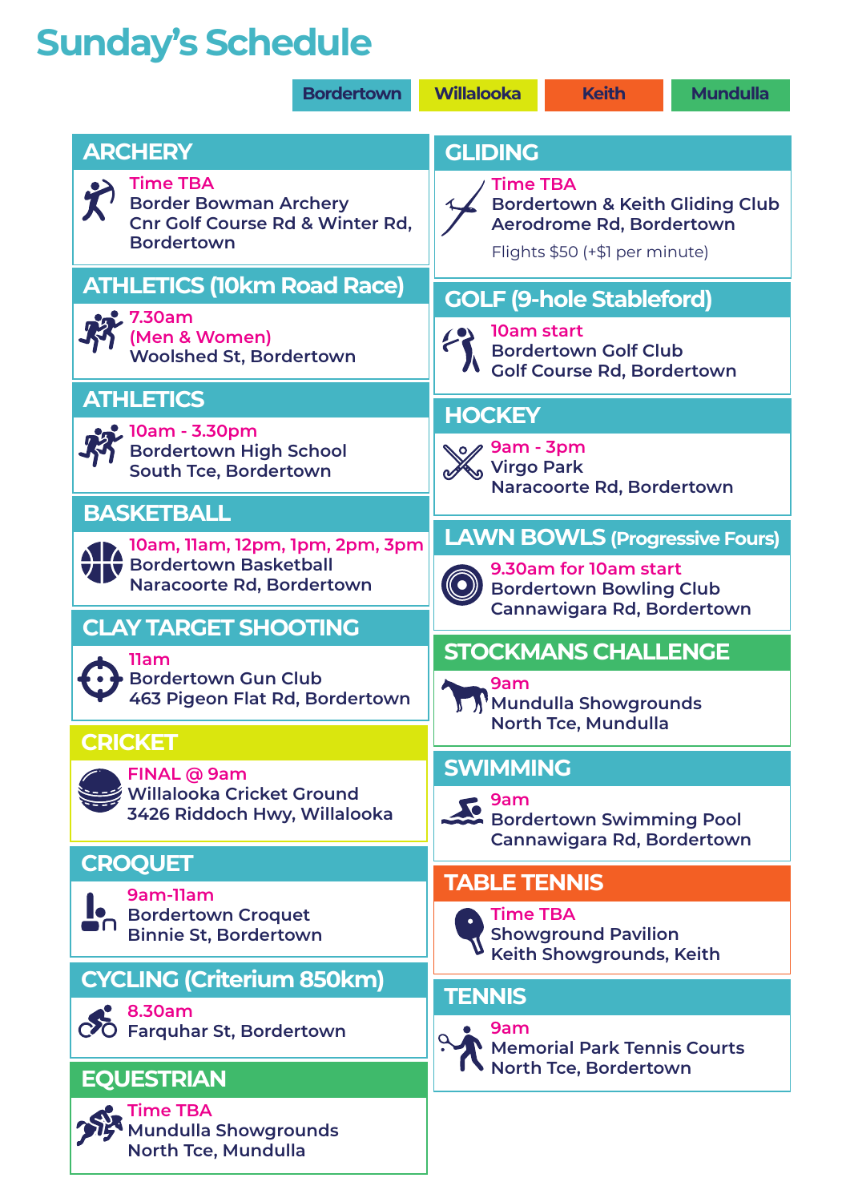# Sunday's Schedule

Bordertown | Willalooka | Keith | Mundulla

## ARCHERY

Time TBA
Border Bowman Archery
Cnr Golf Course Rd & Winter Rd, Bordertown

## ATHLETICS (10km Road Race)

7.30am
(Men & Women)
Woolshed St, Bordertown

## ATHLETICS

10am - 3.30pm
Bordertown High School
South Tce, Bordertown

## BASKETBALL

10am, 11am, 12pm, 1pm, 2pm, 3pm
Bordertown Basketball
Naracoorte Rd, Bordertown

## CLAY TARGET SHOOTING

11am
Bordertown Gun Club
463 Pigeon Flat Rd, Bordertown

## CRICKET

FINAL @ 9am
Willalooka Cricket Ground
3426 Riddoch Hwy, Willalooka

## CROQUET

9am-11am
Bordertown Croquet
Binnie St, Bordertown

## CYCLING (Criterium 850km)

8.30am
Farquhar St, Bordertown

## EQUESTRIAN

Time TBA
Mundulla Showgrounds
North Tce, Mundulla

## GLIDING

Time TBA
Bordertown & Keith Gliding Club
Aerodrome Rd, Bordertown

Flights $50 (+$1 per minute)

## GOLF (9-hole Stableford)

10am start
Bordertown Golf Club
Golf Course Rd, Bordertown

## HOCKEY

9am - 3pm
Virgo Park
Naracoorte Rd, Bordertown

## LAWN BOWLS (Progressive Fours)

9.30am for 10am start
Bordertown Bowling Club
Cannawigara Rd, Bordertown

## STOCKMANS CHALLENGE

9am
Mundulla Showgrounds
North Tce, Mundulla

## SWIMMING

9am
Bordertown Swimming Pool
Cannawigara Rd, Bordertown

## TABLE TENNIS

Time TBA
Showground Pavilion
Keith Showgrounds, Keith

## TENNIS

9am
Memorial Park Tennis Courts
North Tce, Bordertown